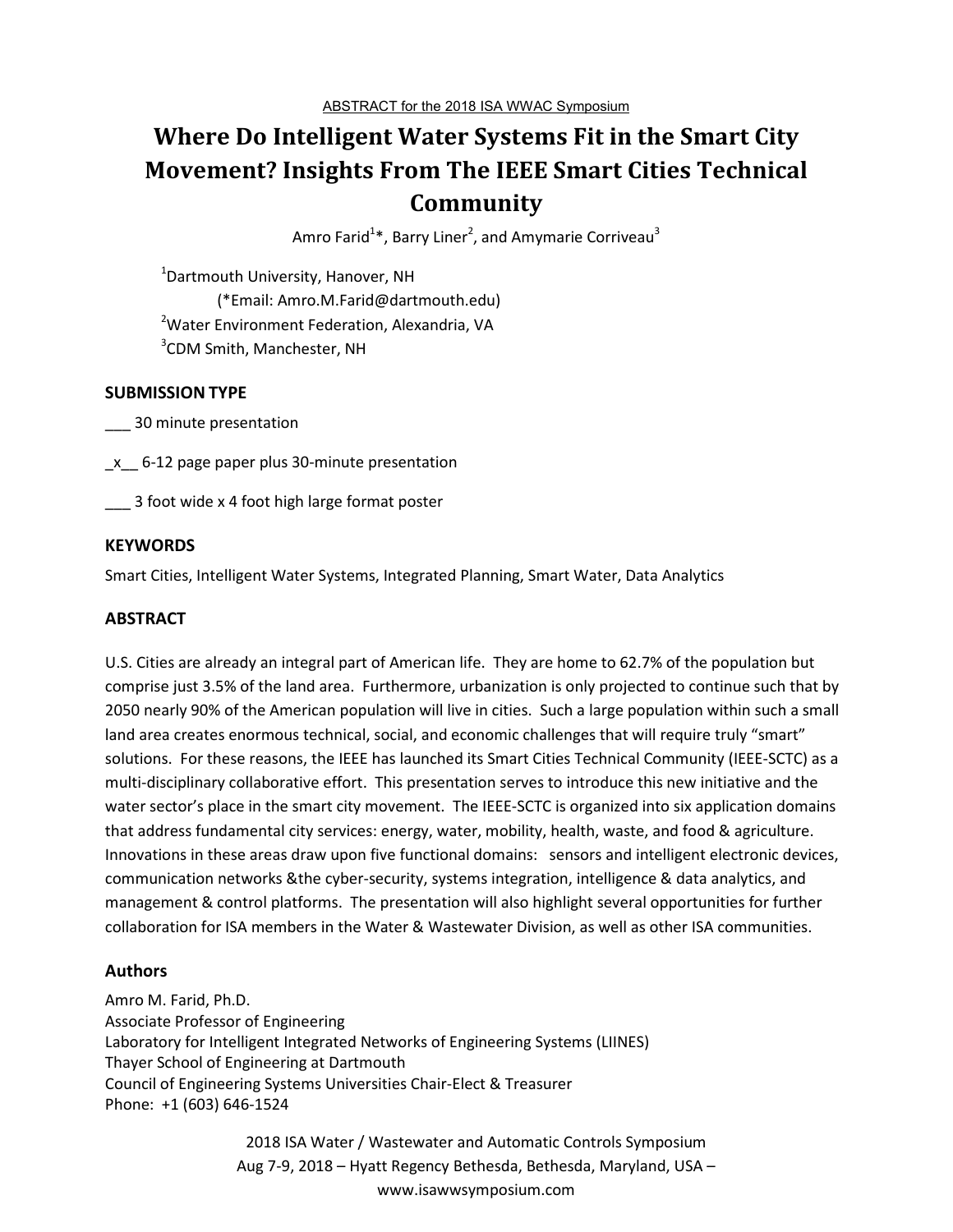ABSTRACT for the 2018 ISA WWAC Symposium

# Where Do Intelligent Water Systems Fit in the Smart City Movement? Insights From The IEEE Smart Cities Technical Community

Amro Farid[1]*, Barry Liner[2], and Amymarie Corriveau[3]

[1]Dartmouth University, Hanover, NH
(*Email: Amro.M.Farid@dartmouth.edu)
[2]Water Environment Federation, Alexandria, VA
[3]CDM Smith, Manchester, NH

## SUBMISSION TYPE

___ 30 minute presentation

_x__ 6-12 page paper plus 30-minute presentation

___ 3 foot wide x 4 foot high large format poster

## KEYWORDS

Smart Cities, Intelligent Water Systems, Integrated Planning, Smart Water, Data Analytics

## ABSTRACT

U.S. Cities are already an integral part of American life. They are home to 62.7% of the population but comprise just 3.5% of the land area. Furthermore, urbanization is only projected to continue such that by 2050 nearly 90% of the American population will live in cities. Such a large population within such a small land area creates enormous technical, social, and economic challenges that will require truly "smart" solutions. For these reasons, the IEEE has launched its Smart Cities Technical Community (IEEE-SCTC) as a multi-disciplinary collaborative effort. This presentation serves to introduce this new initiative and the water sector's place in the smart city movement. The IEEE-SCTC is organized into six application domains that address fundamental city services: energy, water, mobility, health, waste, and food & agriculture. Innovations in these areas draw upon five functional domains: sensors and intelligent electronic devices, communication networks &the cyber-security, systems integration, intelligence & data analytics, and management & control platforms. The presentation will also highlight several opportunities for further collaboration for ISA members in the Water & Wastewater Division, as well as other ISA communities.

### Authors

Amro M. Farid, Ph.D.
Associate Professor of Engineering
Laboratory for Intelligent Integrated Networks of Engineering Systems (LIINES)
Thayer School of Engineering at Dartmouth
Council of Engineering Systems Universities Chair-Elect & Treasurer
Phone: +1 (603) 646-1524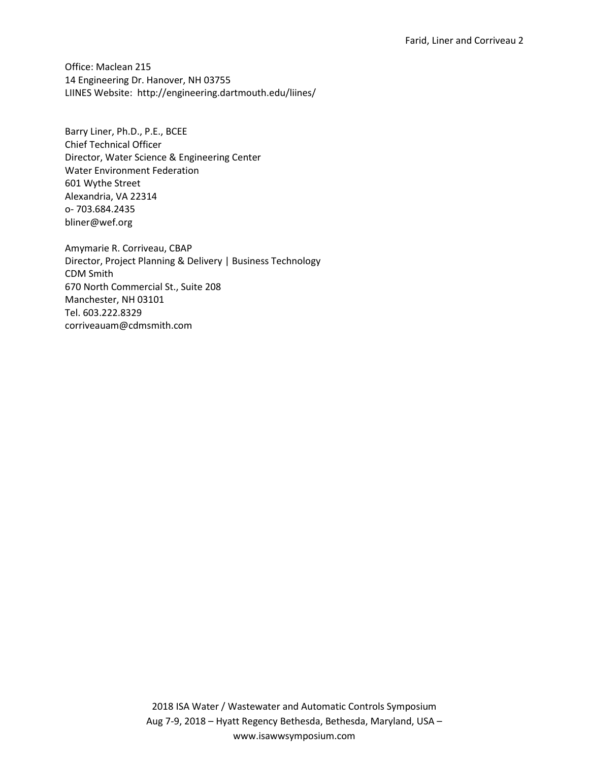Office: Maclean 215
14 Engineering Dr. Hanover, NH 03755
LIINES Website: http://engineering.dartmouth.edu/liines/

Barry Liner, Ph.D., P.E., BCEE
Chief Technical Officer
Director, Water Science & Engineering Center
Water Environment Federation
601 Wythe Street
Alexandria, VA 22314
o- 703.684.2435
bliner@wef.org

Amymarie R. Corriveau, CBAP
Director, Project Planning & Delivery | Business Technology
CDM Smith
670 North Commercial St., Suite 208
Manchester, NH 03101
Tel. 603.222.8329
corriveauam@cdmsmith.com